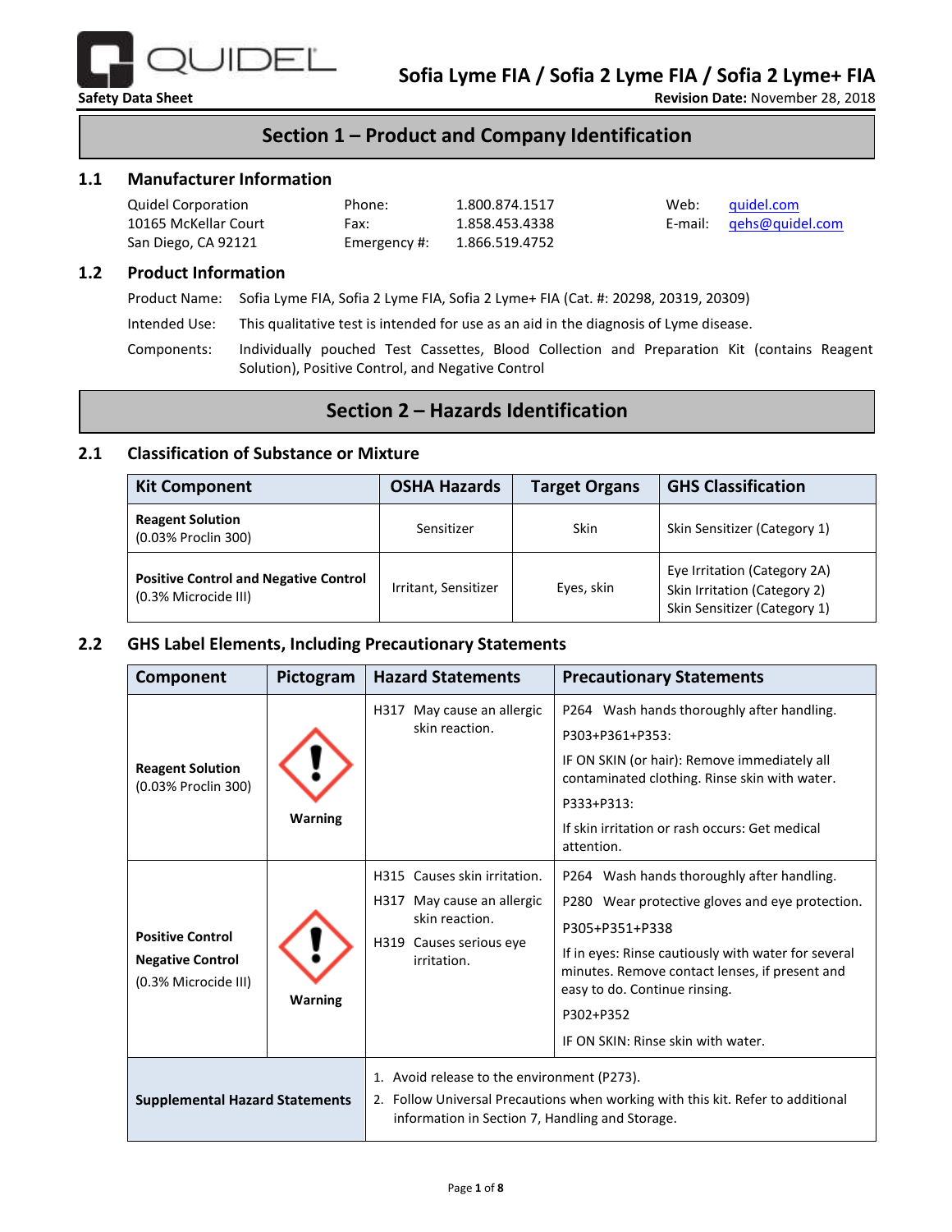# Sofia Lyme FIA / Sofia 2 Lyme FIA / Sofia 2 Lyme+ FIA

**Safety Data Sheet**

**Revision Date:** November 28, 2018

## Section 1 – Product and Company Identification

### 1.1 Manufacturer Information

Quidel Corporation
10165 McKellar Court
San Diego, CA 92121

Phone: 1.800.874.1517
Fax: 1.858.453.4338
Emergency #: 1.866.519.4752

Web: quidel.com
E-mail: qehs@quidel.com

### 1.2 Product Information

Product Name: Sofia Lyme FIA, Sofia 2 Lyme FIA, Sofia 2 Lyme+ FIA (Cat. #: 20298, 20319, 20309)

Intended Use: This qualitative test is intended for use as an aid in the diagnosis of Lyme disease.

Components: Individually pouched Test Cassettes, Blood Collection and Preparation Kit (contains Reagent Solution), Positive Control, and Negative Control

## Section 2 – Hazards Identification

### 2.1 Classification of Substance or Mixture

| Kit Component | OSHA Hazards | Target Organs | GHS Classification |
|---|---|---|---|
| **Reagent Solution** (0.03% Proclin 300) | Sensitizer | Skin | Skin Sensitizer (Category 1) |
| **Positive Control and Negative Control** (0.3% Microcide III) | Irritant, Sensitizer | Eyes, skin | Eye Irritation (Category 2A)<br>Skin Irritation (Category 2)<br>Skin Sensitizer (Category 1) |

### 2.2 GHS Label Elements, Including Precautionary Statements

| Component | Pictogram | Hazard Statements | Precautionary Statements |
|---|---|---|---|
| **Reagent Solution** (0.03% Proclin 300) | Warning | H317 May cause an allergic skin reaction. | P264 Wash hands thoroughly after handling.<br>P303+P361+P353:<br>IF ON SKIN (or hair): Remove immediately all contaminated clothing. Rinse skin with water.<br>P333+P313:<br>If skin irritation or rash occurs: Get medical attention. |
| **Positive Control**<br>**Negative Control**<br>(0.3% Microcide III) | Warning | H315 Causes skin irritation.<br>H317 May cause an allergic skin reaction.<br>H319 Causes serious eye irritation. | P264 Wash hands thoroughly after handling.<br>P280 Wear protective gloves and eye protection.<br>P305+P351+P338<br>If in eyes: Rinse cautiously with water for several minutes. Remove contact lenses, if present and easy to do. Continue rinsing.<br>P302+P352<br>IF ON SKIN: Rinse skin with water. |
| **Supplemental Hazard Statements** | | 1. Avoid release to the environment (P273).<br>2. Follow Universal Precautions when working with this kit. Refer to additional information in Section 7, Handling and Storage. | |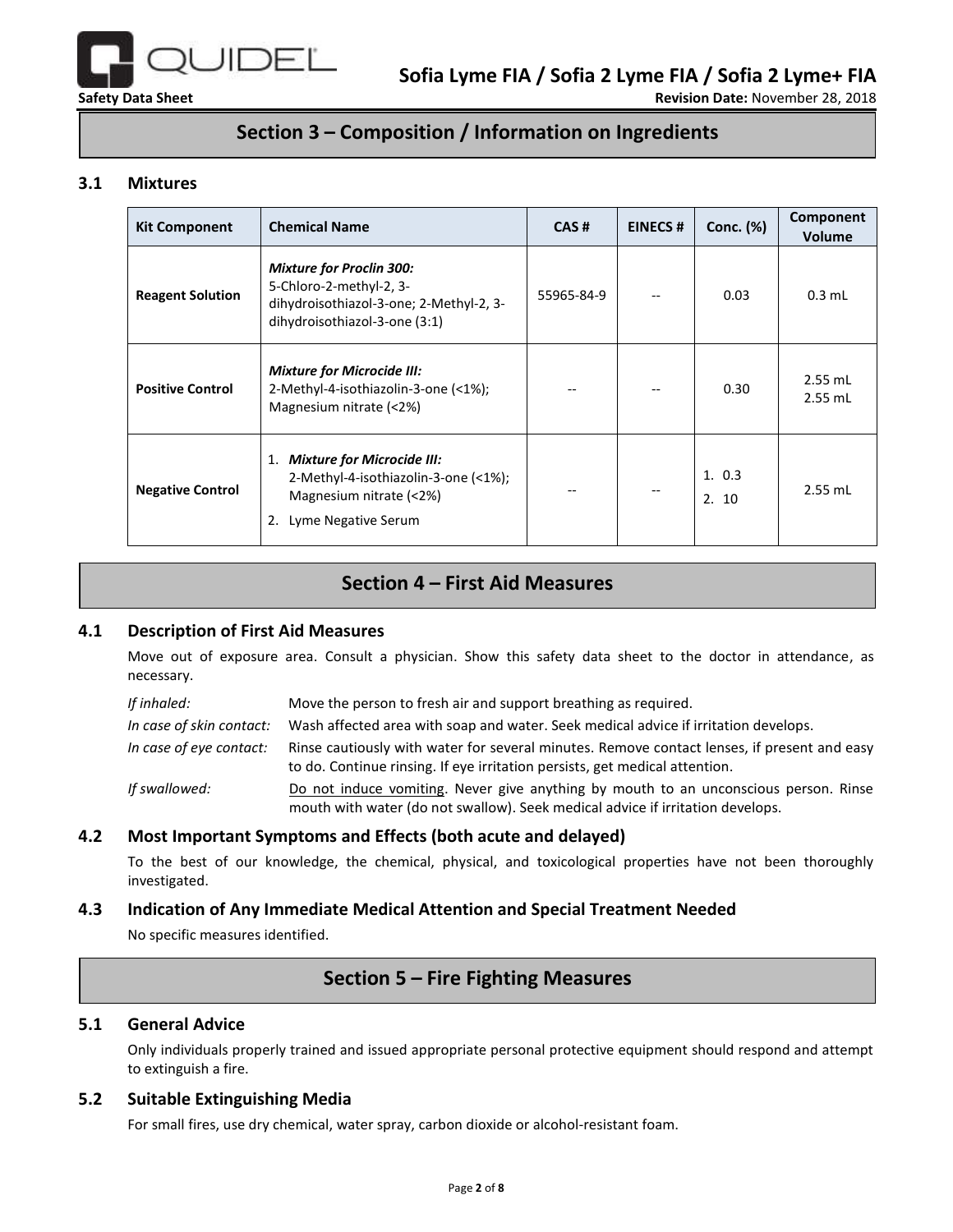## Section 3 – Composition / Information on Ingredients

### 3.1 Mixtures

| Kit Component | Chemical Name | CAS # | EINECS # | Conc. (%) | Component Volume |
|---|---|---|---|---|---|
| Reagent Solution | ***Mixture for Proclin 300:*** 5-Chloro-2-methyl-2, 3-dihydroisothiazol-3-one; 2-Methyl-2, 3-dihydroisothiazol-3-one (3:1) | 55965-84-9 | -- | 0.03 | 0.3 mL |
| Positive Control | ***Mixture for Microcide III:*** 2-Methyl-4-isothiazolin-3-one (<1%); Magnesium nitrate (<2%) | -- | -- | 0.30 | 2.55 mL 2.55 mL |
| Negative Control | 1. ***Mixture for Microcide III:*** 2-Methyl-4-isothiazolin-3-one (<1%); Magnesium nitrate (<2%) 2. Lyme Negative Serum | -- | -- | 1. 0.3 2. 10 | 2.55 mL |

## Section 4 – First Aid Measures

### 4.1 Description of First Aid Measures

Move out of exposure area. Consult a physician. Show this safety data sheet to the doctor in attendance, as necessary.

*If inhaled:* Move the person to fresh air and support breathing as required.

*In case of skin contact:* Wash affected area with soap and water. Seek medical advice if irritation develops.

*In case of eye contact:* Rinse cautiously with water for several minutes. Remove contact lenses, if present and easy to do. Continue rinsing. If eye irritation persists, get medical attention.

*If swallowed:* Do not induce vomiting. Never give anything by mouth to an unconscious person. Rinse mouth with water (do not swallow). Seek medical advice if irritation develops.

### 4.2 Most Important Symptoms and Effects (both acute and delayed)

To the best of our knowledge, the chemical, physical, and toxicological properties have not been thoroughly investigated.

### 4.3 Indication of Any Immediate Medical Attention and Special Treatment Needed

No specific measures identified.

## Section 5 – Fire Fighting Measures

### 5.1 General Advice

Only individuals properly trained and issued appropriate personal protective equipment should respond and attempt to extinguish a fire.

### 5.2 Suitable Extinguishing Media

For small fires, use dry chemical, water spray, carbon dioxide or alcohol-resistant foam.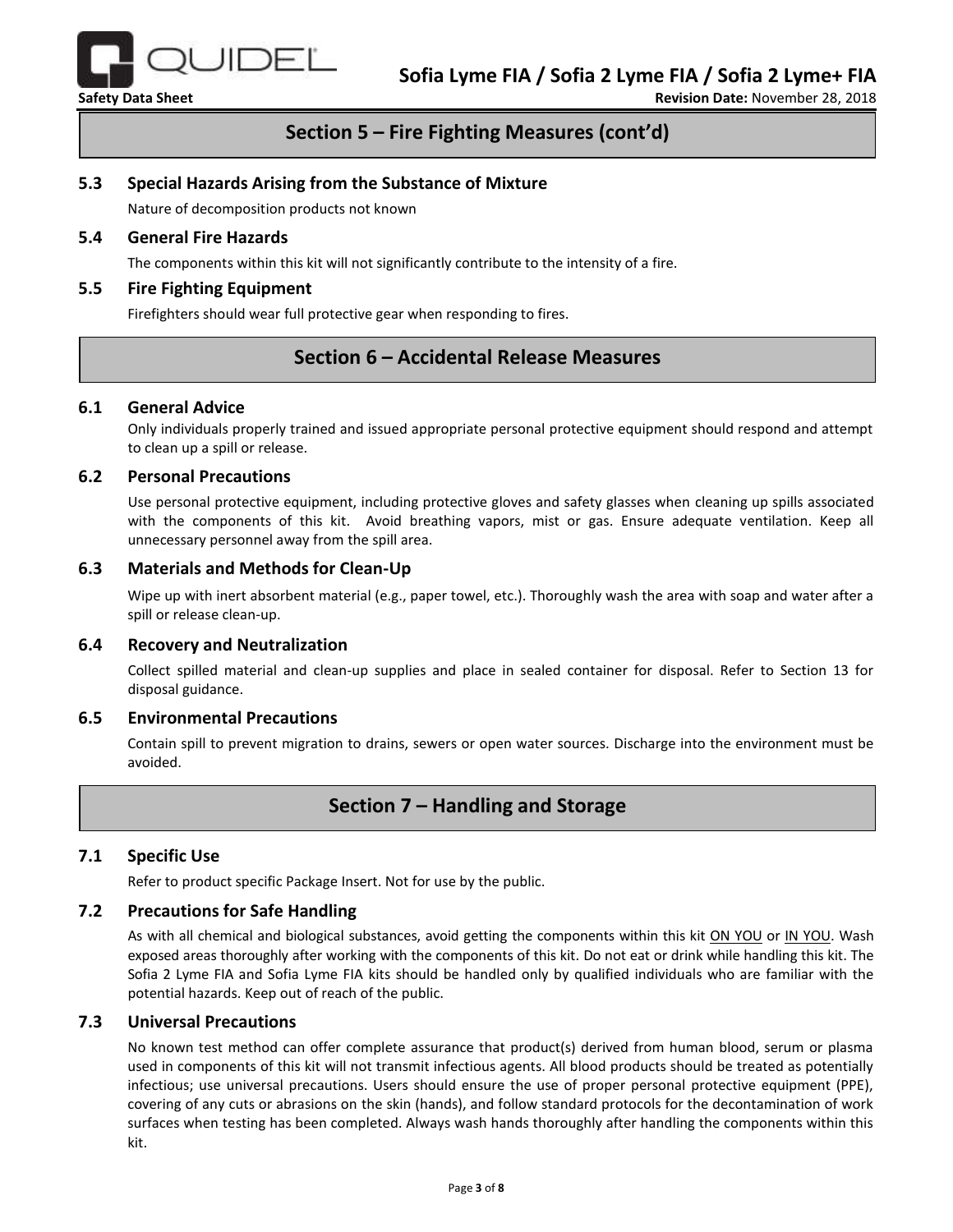## Section 5 – Fire Fighting Measures (cont'd)

### 5.3 Special Hazards Arising from the Substance of Mixture

Nature of decomposition products not known

### 5.4 General Fire Hazards

The components within this kit will not significantly contribute to the intensity of a fire.

### 5.5 Fire Fighting Equipment

Firefighters should wear full protective gear when responding to fires.

## Section 6 – Accidental Release Measures

### 6.1 General Advice

Only individuals properly trained and issued appropriate personal protective equipment should respond and attempt to clean up a spill or release.

### 6.2 Personal Precautions

Use personal protective equipment, including protective gloves and safety glasses when cleaning up spills associated with the components of this kit. Avoid breathing vapors, mist or gas. Ensure adequate ventilation. Keep all unnecessary personnel away from the spill area.

### 6.3 Materials and Methods for Clean-Up

Wipe up with inert absorbent material (e.g., paper towel, etc.). Thoroughly wash the area with soap and water after a spill or release clean-up.

### 6.4 Recovery and Neutralization

Collect spilled material and clean-up supplies and place in sealed container for disposal. Refer to Section 13 for disposal guidance.

### 6.5 Environmental Precautions

Contain spill to prevent migration to drains, sewers or open water sources. Discharge into the environment must be avoided.

## Section 7 – Handling and Storage

### 7.1 Specific Use

Refer to product specific Package Insert. Not for use by the public.

### 7.2 Precautions for Safe Handling

As with all chemical and biological substances, avoid getting the components within this kit <u>ON YOU</u> or <u>IN YOU</u>. Wash exposed areas thoroughly after working with the components of this kit. Do not eat or drink while handling this kit. The Sofia 2 Lyme FIA and Sofia Lyme FIA kits should be handled only by qualified individuals who are familiar with the potential hazards. Keep out of reach of the public.

### 7.3 Universal Precautions

No known test method can offer complete assurance that product(s) derived from human blood, serum or plasma used in components of this kit will not transmit infectious agents. All blood products should be treated as potentially infectious; use universal precautions. Users should ensure the use of proper personal protective equipment (PPE), covering of any cuts or abrasions on the skin (hands), and follow standard protocols for the decontamination of work surfaces when testing has been completed. Always wash hands thoroughly after handling the components within this kit.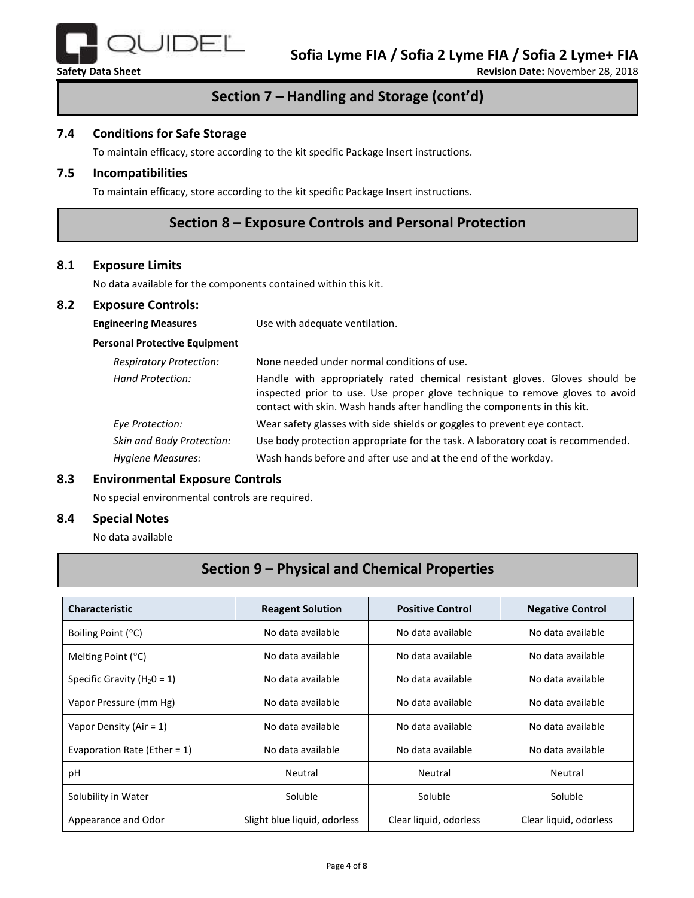## Section 7 – Handling and Storage (cont'd)

### 7.4 Conditions for Safe Storage

To maintain efficacy, store according to the kit specific Package Insert instructions.

### 7.5 Incompatibilities

To maintain efficacy, store according to the kit specific Package Insert instructions.

## Section 8 – Exposure Controls and Personal Protection

### 8.1 Exposure Limits

No data available for the components contained within this kit.

### 8.2 Exposure Controls:

**Engineering Measures** Use with adequate ventilation.

**Personal Protective Equipment**

*Respiratory Protection:* None needed under normal conditions of use.

*Hand Protection:* Handle with appropriately rated chemical resistant gloves. Gloves should be inspected prior to use. Use proper glove technique to remove gloves to avoid contact with skin. Wash hands after handling the components in this kit.

*Eye Protection:* Wear safety glasses with side shields or goggles to prevent eye contact.

*Skin and Body Protection:* Use body protection appropriate for the task. A laboratory coat is recommended.

*Hygiene Measures:* Wash hands before and after use and at the end of the workday.

### 8.3 Environmental Exposure Controls

No special environmental controls are required.

### 8.4 Special Notes

No data available

## Section 9 – Physical and Chemical Properties

| Characteristic | Reagent Solution | Positive Control | Negative Control |
|---|---|---|---|
| Boiling Point (°C) | No data available | No data available | No data available |
| Melting Point (°C) | No data available | No data available | No data available |
| Specific Gravity ($H_20$ = 1) | No data available | No data available | No data available |
| Vapor Pressure (mm Hg) | No data available | No data available | No data available |
| Vapor Density (Air = 1) | No data available | No data available | No data available |
| Evaporation Rate (Ether = 1) | No data available | No data available | No data available |
| pH | Neutral | Neutral | Neutral |
| Solubility in Water | Soluble | Soluble | Soluble |
| Appearance and Odor | Slight blue liquid, odorless | Clear liquid, odorless | Clear liquid, odorless |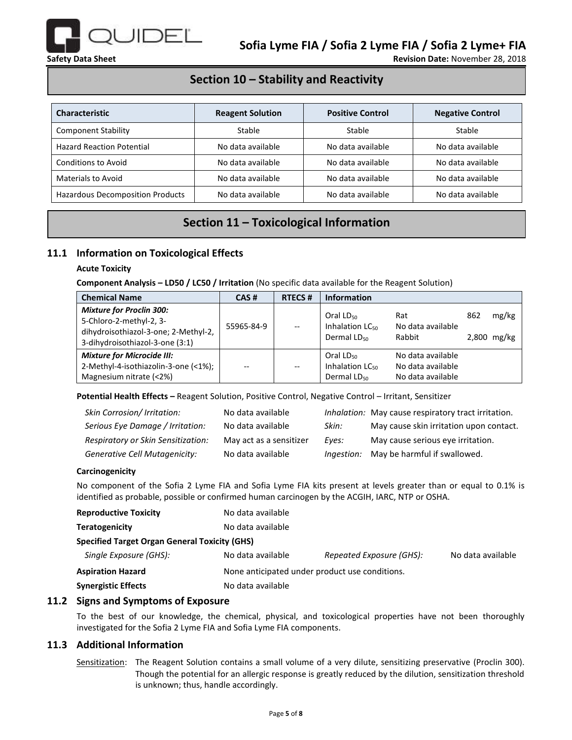# Section 10 – Stability and Reactivity

| Characteristic | Reagent Solution | Positive Control | Negative Control |
|---|---|---|---|
| Component Stability | Stable | Stable | Stable |
| Hazard Reaction Potential | No data available | No data available | No data available |
| Conditions to Avoid | No data available | No data available | No data available |
| Materials to Avoid | No data available | No data available | No data available |
| Hazardous Decomposition Products | No data available | No data available | No data available |

# Section 11 – Toxicological Information

## 11.1 Information on Toxicological Effects

**Acute Toxicity**

**Component Analysis – LD50 / LC50 / Irritation** (No specific data available for the Reagent Solution)

| Chemical Name | CAS # | RTECS # | Information |
|---|---|---|---|
| ***Mixture for Proclin 300:*** 5-Chloro-2-methyl-2, 3-dihydroisothiazol-3-one; 2-Methyl-2, 3-dihydroisothiazol-3-one (3:1) | 55965-84-9 | -- | Oral $LD_{50}$ Rat 862 mg/kg<br>Inhalation $LC_{50}$ No data available<br>Dermal $LD_{50}$ Rabbit 2,800 mg/kg |
| ***Mixture for Microcide III:*** 2-Methyl-4-isothiazolin-3-one (<1%); Magnesium nitrate (<2%) | -- | -- | Oral $LD_{50}$ No data available<br>Inhalation $LC_{50}$ No data available<br>Dermal $LD_{50}$ No data available |

**Potential Health Effects –** Reagent Solution, Positive Control, Negative Control – Irritant, Sensitizer

| | | | |
|---|---|---|---|
| *Skin Corrosion/ Irritation:* | No data available | *Inhalation:* | May cause respiratory tract irritation. |
| *Serious Eye Damage / Irritation:* | No data available | *Skin:* | May cause skin irritation upon contact. |
| *Respiratory or Skin Sensitization:* | May act as a sensitizer | *Eyes:* | May cause serious eye irritation. |
| *Generative Cell Mutagenicity:* | No data available | *Ingestion:* | May be harmful if swallowed. |

**Carcinogenicity**

No component of the Sofia 2 Lyme FIA and Sofia Lyme FIA kits present at levels greater than or equal to 0.1% is identified as probable, possible or confirmed human carcinogen by the ACGIH, IARC, NTP or OSHA.

**Reproductive Toxicity** No data available

**Teratogenicity** No data available

**Specified Target Organ General Toxicity (GHS)**

*Single Exposure (GHS):* No data available *Repeated Exposure (GHS):* No data available

**Aspiration Hazard** None anticipated under product use conditions.

**Synergistic Effects** No data available

## 11.2 Signs and Symptoms of Exposure

To the best of our knowledge, the chemical, physical, and toxicological properties have not been thoroughly investigated for the Sofia 2 Lyme FIA and Sofia Lyme FIA components.

## 11.3 Additional Information

Sensitization: The Reagent Solution contains a small volume of a very dilute, sensitizing preservative (Proclin 300). Though the potential for an allergic response is greatly reduced by the dilution, sensitization threshold is unknown; thus, handle accordingly.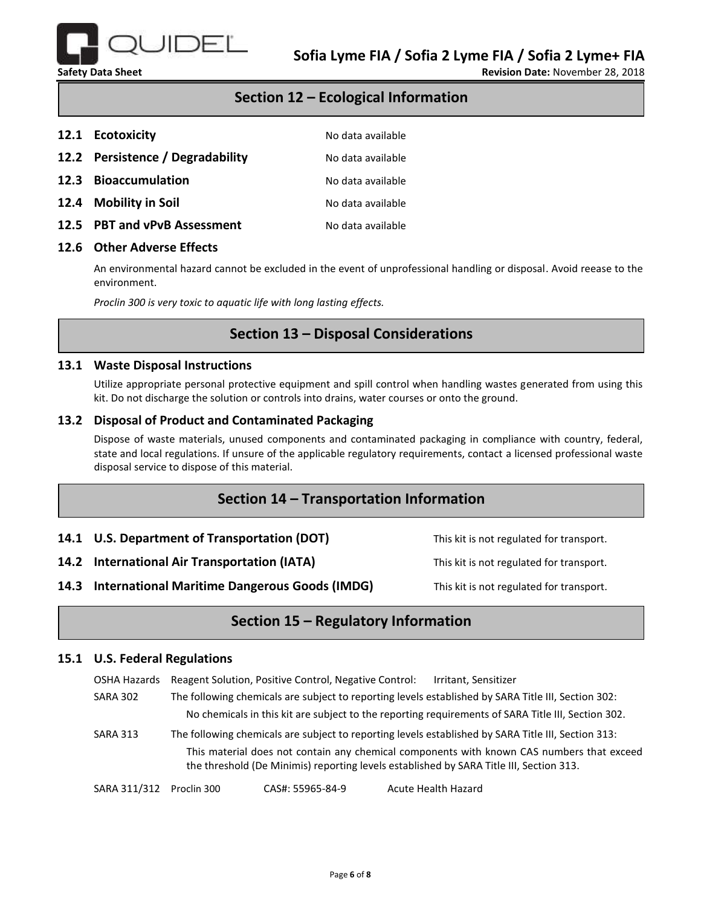## Section 12 – Ecological Information

**12.1 Ecotoxicity** No data available

**12.2 Persistence / Degradability** No data available

**12.3 Bioaccumulation** No data available

**12.4 Mobility in Soil** No data available

**12.5 PBT and vPvB Assessment** No data available

**12.6 Other Adverse Effects**

An environmental hazard cannot be excluded in the event of unprofessional handling or disposal. Avoid reease to the environment.

*Proclin 300 is very toxic to aquatic life with long lasting effects.*

## Section 13 – Disposal Considerations

**13.1 Waste Disposal Instructions**

Utilize appropriate personal protective equipment and spill control when handling wastes generated from using this kit. Do not discharge the solution or controls into drains, water courses or onto the ground.

**13.2 Disposal of Product and Contaminated Packaging**

Dispose of waste materials, unused components and contaminated packaging in compliance with country, federal, state and local regulations. If unsure of the applicable regulatory requirements, contact a licensed professional waste disposal service to dispose of this material.

## Section 14 – Transportation Information

**14.1 U.S. Department of Transportation (DOT)** This kit is not regulated for transport.

**14.2 International Air Transportation (IATA)** This kit is not regulated for transport.

**14.3 International Maritime Dangerous Goods (IMDG)** This kit is not regulated for transport.

## Section 15 – Regulatory Information

**15.1 U.S. Federal Regulations**

OSHA Hazards Reagent Solution, Positive Control, Negative Control: Irritant, Sensitizer

SARA 302 The following chemicals are subject to reporting levels established by SARA Title III, Section 302:

No chemicals in this kit are subject to the reporting requirements of SARA Title III, Section 302.

SARA 313 The following chemicals are subject to reporting levels established by SARA Title III, Section 313:

This material does not contain any chemical components with known CAS numbers that exceed the threshold (De Minimis) reporting levels established by SARA Title III, Section 313.

SARA 311/312 Proclin 300 CAS#: 55965-84-9 Acute Health Hazard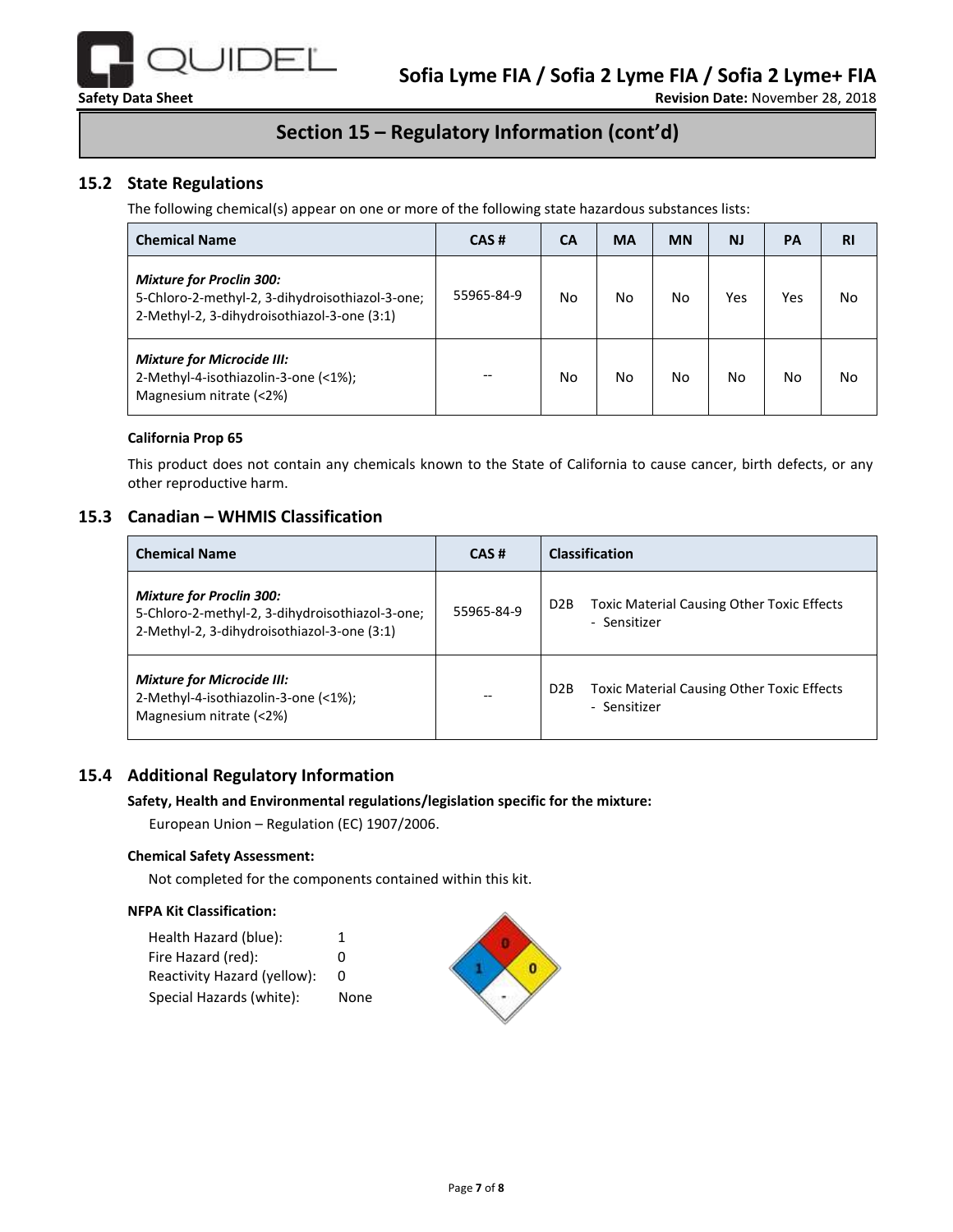# Section 15 – Regulatory Information (cont'd)

## 15.2 State Regulations

The following chemical(s) appear on one or more of the following state hazardous substances lists:

| Chemical Name | CAS # | CA | MA | MN | NJ | PA | RI |
|---|---|---|---|---|---|---|---|
| ***Mixture for Proclin 300:*** 5-Chloro-2-methyl-2, 3-dihydroisothiazol-3-one; 2-Methyl-2, 3-dihydroisothiazol-3-one (3:1) | 55965-84-9 | No | No | No | Yes | Yes | No |
| ***Mixture for Microcide III:*** 2-Methyl-4-isothiazolin-3-one (<1%); Magnesium nitrate (<2%) | -- | No | No | No | No | No | No |

**California Prop 65**

This product does not contain any chemicals known to the State of California to cause cancer, birth defects, or any other reproductive harm.

## 15.3 Canadian – WHMIS Classification

| Chemical Name | CAS # | Classification |
|---|---|---|
| ***Mixture for Proclin 300:*** 5-Chloro-2-methyl-2, 3-dihydroisothiazol-3-one; 2-Methyl-2, 3-dihydroisothiazol-3-one (3:1) | 55965-84-9 | D2B Toxic Material Causing Other Toxic Effects - Sensitizer |
| ***Mixture for Microcide III:*** 2-Methyl-4-isothiazolin-3-one (<1%); Magnesium nitrate (<2%) | -- | D2B Toxic Material Causing Other Toxic Effects - Sensitizer |

## 15.4 Additional Regulatory Information

**Safety, Health and Environmental regulations/legislation specific for the mixture:**

European Union – Regulation (EC) 1907/2006.

**Chemical Safety Assessment:**

Not completed for the components contained within this kit.

**NFPA Kit Classification:**

| | |
|---|---|
| Health Hazard (blue): | 1 |
| Fire Hazard (red): | 0 |
| Reactivity Hazard (yellow): | 0 |
| Special Hazards (white): | None |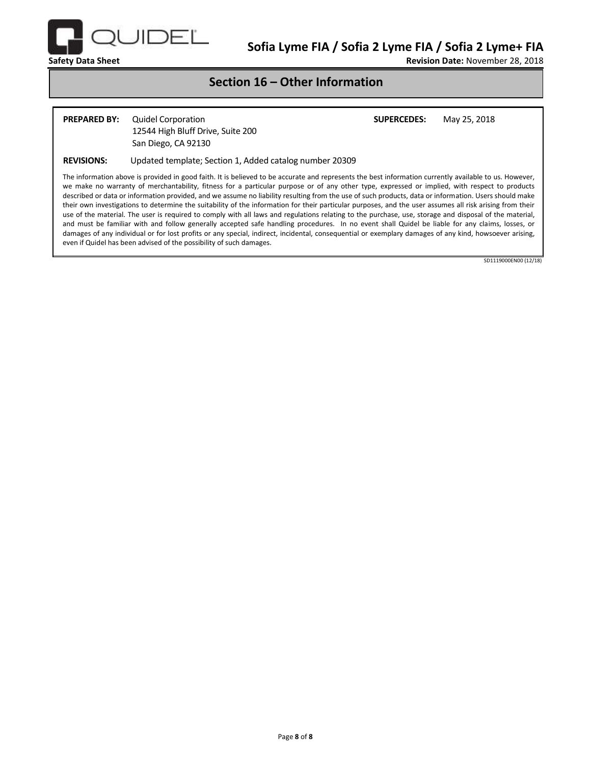## Section 16 – Other Information

**PREPARED BY:** Quidel Corporation
12544 High Bluff Drive, Suite 200
San Diego, CA 92130

**SUPERCEDES:** May 25, 2018

**REVISIONS:** Updated template; Section 1, Added catalog number 20309

The information above is provided in good faith. It is believed to be accurate and represents the best information currently available to us. However, we make no warranty of merchantability, fitness for a particular purpose or of any other type, expressed or implied, with respect to products described or data or information provided, and we assume no liability resulting from the use of such products, data or information. Users should make their own investigations to determine the suitability of the information for their particular purposes, and the user assumes all risk arising from their use of the material. The user is required to comply with all laws and regulations relating to the purchase, use, storage and disposal of the material, and must be familiar with and follow generally accepted safe handling procedures. In no event shall Quidel be liable for any claims, losses, or damages of any individual or for lost profits or any special, indirect, incidental, consequential or exemplary damages of any kind, howsoever arising, even if Quidel has been advised of the possibility of such damages.

SD1119000EN00 (12/18)